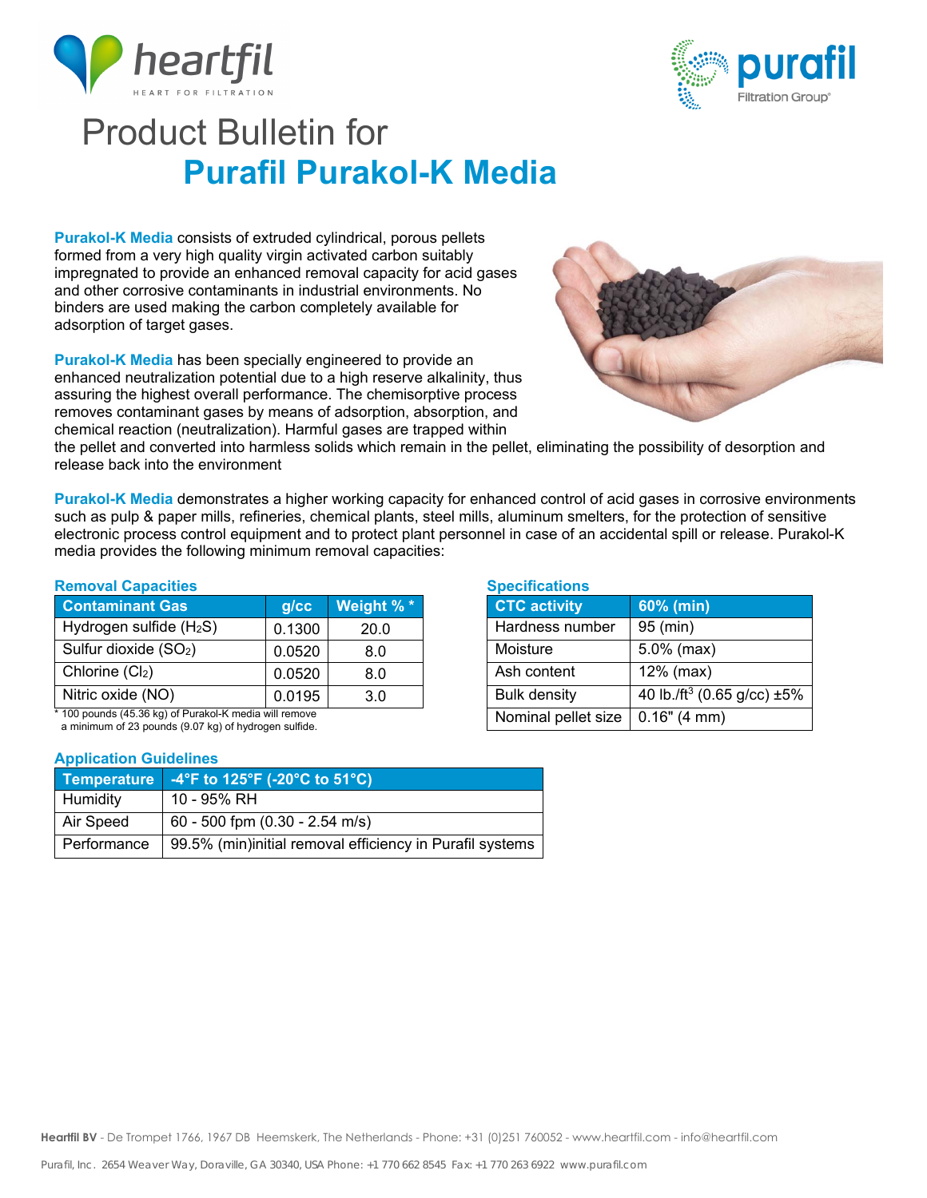# Product Bulletin for

# Purafil Purakol-K Media

**Purakol-K Media** consists of extruded cylindrical, porous pellets formed from a very high quality virgin activated carbon suitably impregnated to provide an enhanced removal capacity for acid gases and other corrosive contaminants in industrial environments. No binders are used making the carbon completely available for adsorption of target gases.

**Purakol-K Media** has been specially engineered to provide an enhanced neutralization potential due to a high reserve alkalinity, thus assuring the highest overall performance. The chemisorptive process removes contaminant gases by means of adsorption, absorption, and chemical reaction (neutralization). Harmful gases are trapped within the pellet and converted into harmless solids which remain in the pellet, eliminating the possibility of desorption and release back into the environment

**Purakol-K Media** demonstrates a higher working capacity for enhanced control of acid gases in corrosive environments such as pulp & paper mills, refineries, chemical plants, steel mills, aluminum smelters, for the protection of sensitive electronic process control equipment and to protect plant personnel in case of an accidental spill or release. Purakol-K media provides the following minimum removal capacities:

### Removal Capacities

| Contaminant Gas | g/cc | Weight % * |
|---|---|---|
| Hydrogen sulfide ($H_2S$) | 0.1300 | 20.0 |
| Sulfur dioxide ($SO_2$) | 0.0520 | 8.0 |
| Chlorine ($Cl_2$) | 0.0520 | 8.0 |
| Nitric oxide (NO) | 0.0195 | 3.0 |

\* 100 pounds (45.36 kg) of Purakol-K media will remove a minimum of 23 pounds (9.07 kg) of hydrogen sulfide.

### Specifications

| CTC activity | 60% (min) |
|---|---|
| Hardness number | 95 (min) |
| Moisture | 5.0% (max) |
| Ash content | 12% (max) |
| Bulk density | 40 lb./ft$^3$ (0.65 g/cc) ±5% |
| Nominal pellet size | 0.16" (4 mm) |

### Application Guidelines

| Temperature | -4°F to 125°F (-20°C to 51°C) |
|---|---|
| Humidity | 10 - 95% RH |
| Air Speed | 60 - 500 fpm (0.30 - 2.54 m/s) |
| Performance | 99.5% (min)initial removal efficiency in Purafil systems |

**Heartfil BV** - De Trompet 1766, 1967 DB Heemskerk, The Netherlands - Phone: +31 (0)251 760052 - www.heartfil.com - info@heartfil.com

Purafil, Inc. 2654 Weaver Way, Doraville, GA 30340, USA Phone: +1 770 662 8545 Fax: +1 770 263 6922 www.purafil.com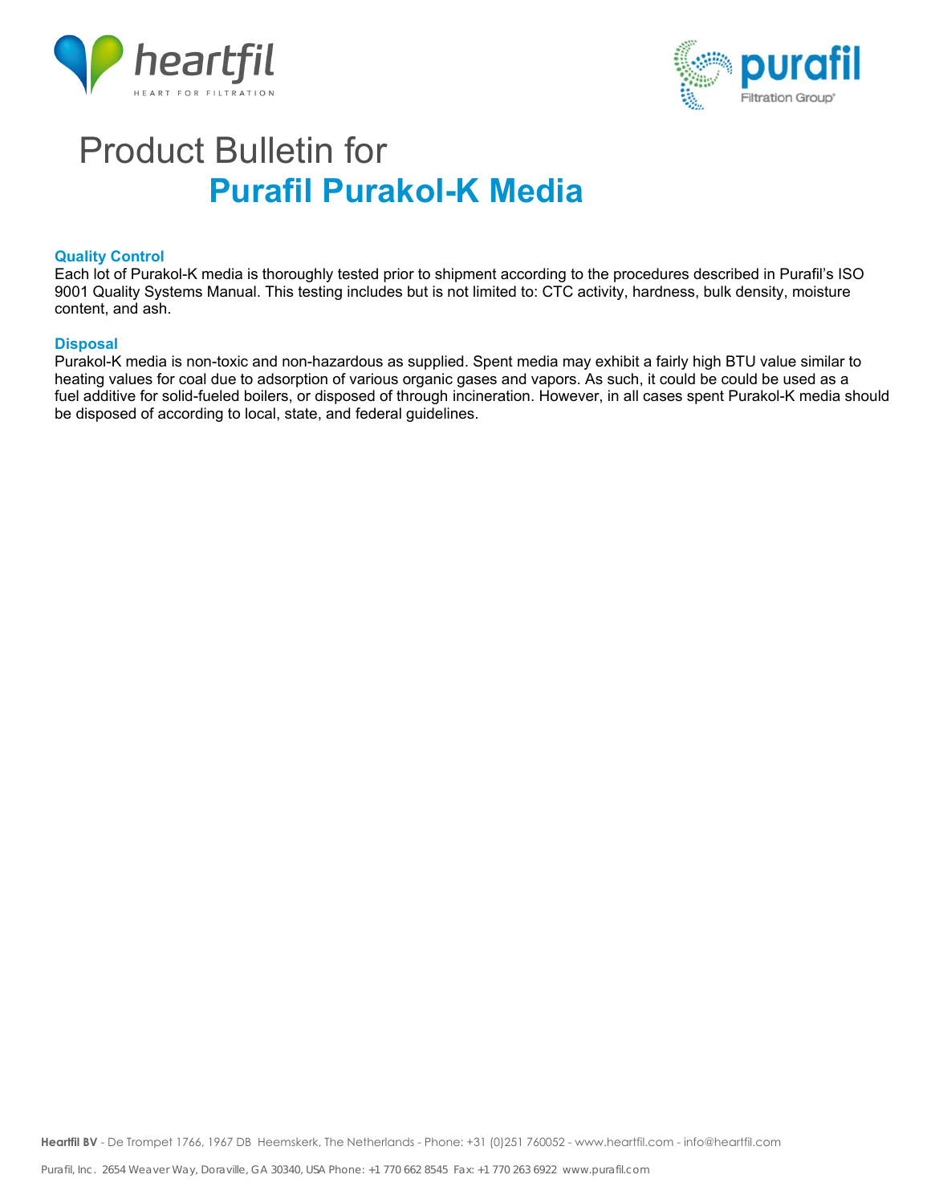# Product Bulletin for

## Purafil Purakol-K Media

### Quality Control

Each lot of Purakol-K media is thoroughly tested prior to shipment according to the procedures described in Purafil's ISO 9001 Quality Systems Manual. This testing includes but is not limited to: CTC activity, hardness, bulk density, moisture content, and ash.

### Disposal

Purakol-K media is non-toxic and non-hazardous as supplied. Spent media may exhibit a fairly high BTU value similar to heating values for coal due to adsorption of various organic gases and vapors. As such, it could be could be used as a fuel additive for solid-fueled boilers, or disposed of through incineration. However, in all cases spent Purakol-K media should be disposed of according to local, state, and federal guidelines.

**Heartfil BV** - De Trompet 1766, 1967 DB Heemskerk, The Netherlands - Phone: +31 (0)251 760052 - www.heartfil.com - info@heartfil.com

Purafil, Inc. 2654 Weaver Way, Doraville, GA 30340, USA Phone: +1 770 662 8545 Fax: +1 770 263 6922 www.purafil.com